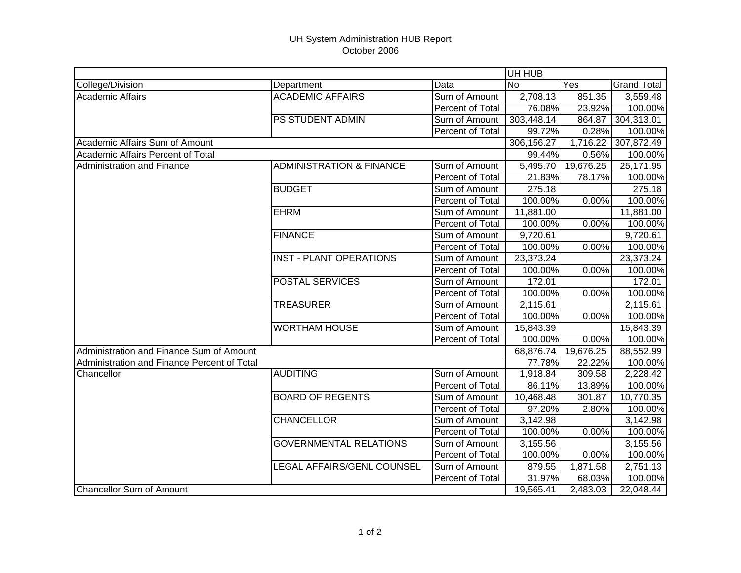# UH System Administration HUB Report

October 2006

| | | | UH HUB | | |
|---|---|---|---|---|---|
| College/Division | Department | Data | No | Yes | Grand Total |
| Academic Affairs | ACADEMIC AFFAIRS | Sum of Amount | 2,708.13 | 851.35 | 3,559.48 |
| | | Percent of Total | 76.08% | 23.92% | 100.00% |
| | PS STUDENT ADMIN | Sum of Amount | 303,448.14 | 864.87 | 304,313.01 |
| | | Percent of Total | 99.72% | 0.28% | 100.00% |
| Academic Affairs Sum of Amount | | | 306,156.27 | 1,716.22 | 307,872.49 |
| Academic Affairs Percent of Total | | | 99.44% | 0.56% | 100.00% |
| Administration and Finance | ADMINISTRATION & FINANCE | Sum of Amount | 5,495.70 | 19,676.25 | 25,171.95 |
| | | Percent of Total | 21.83% | 78.17% | 100.00% |
| | BUDGET | Sum of Amount | 275.18 | | 275.18 |
| | | Percent of Total | 100.00% | 0.00% | 100.00% |
| | EHRM | Sum of Amount | 11,881.00 | | 11,881.00 |
| | | Percent of Total | 100.00% | 0.00% | 100.00% |
| | FINANCE | Sum of Amount | 9,720.61 | | 9,720.61 |
| | | Percent of Total | 100.00% | 0.00% | 100.00% |
| | INST - PLANT OPERATIONS | Sum of Amount | 23,373.24 | | 23,373.24 |
| | | Percent of Total | 100.00% | 0.00% | 100.00% |
| | POSTAL SERVICES | Sum of Amount | 172.01 | | 172.01 |
| | | Percent of Total | 100.00% | 0.00% | 100.00% |
| | TREASURER | Sum of Amount | 2,115.61 | | 2,115.61 |
| | | Percent of Total | 100.00% | 0.00% | 100.00% |
| | WORTHAM HOUSE | Sum of Amount | 15,843.39 | | 15,843.39 |
| | | Percent of Total | 100.00% | 0.00% | 100.00% |
| Administration and Finance Sum of Amount | | | 68,876.74 | 19,676.25 | 88,552.99 |
| Administration and Finance Percent of Total | | | 77.78% | 22.22% | 100.00% |
| Chancellor | AUDITING | Sum of Amount | 1,918.84 | 309.58 | 2,228.42 |
| | | Percent of Total | 86.11% | 13.89% | 100.00% |
| | BOARD OF REGENTS | Sum of Amount | 10,468.48 | 301.87 | 10,770.35 |
| | | Percent of Total | 97.20% | 2.80% | 100.00% |
| | CHANCELLOR | Sum of Amount | 3,142.98 | | 3,142.98 |
| | | Percent of Total | 100.00% | 0.00% | 100.00% |
| | GOVERNMENTAL RELATIONS | Sum of Amount | 3,155.56 | | 3,155.56 |
| | | Percent of Total | 100.00% | 0.00% | 100.00% |
| | LEGAL AFFAIRS/GENL COUNSEL | Sum of Amount | 879.55 | 1,871.58 | 2,751.13 |
| | | Percent of Total | 31.97% | 68.03% | 100.00% |
| Chancellor Sum of Amount | | | 19,565.41 | 2,483.03 | 22,048.44 |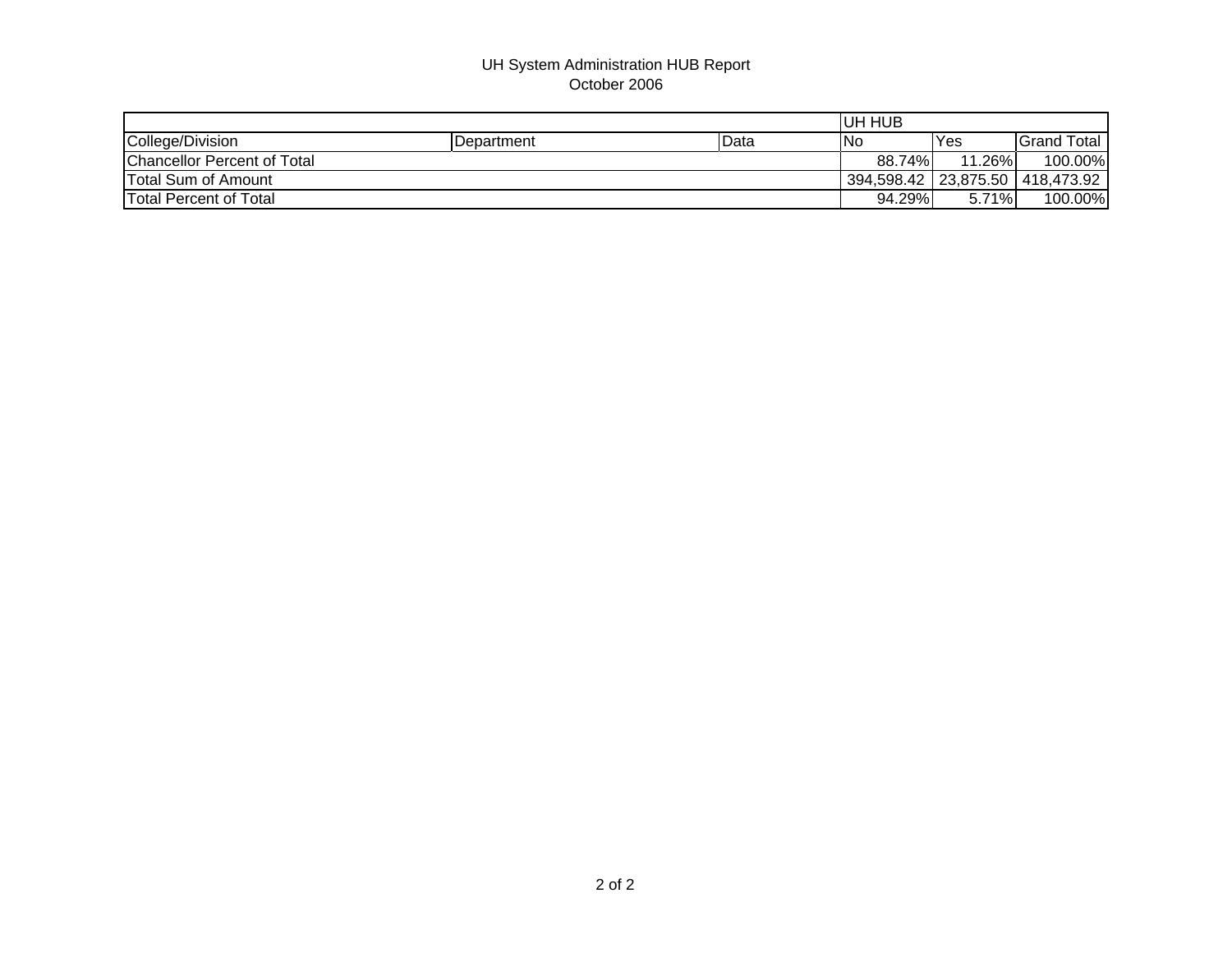UH System Administration HUB Report
October 2006

| | | | UH HUB | | |
|---|---|---|---|---|---|
| College/Division | Department | Data | No | Yes | Grand Total |
| Chancellor Percent of Total | | | 88.74% | 11.26% | 100.00% |
| Total Sum of Amount | | | 394,598.42 | 23,875.50 | 418,473.92 |
| Total Percent of Total | | | 94.29% | 5.71% | 100.00% |